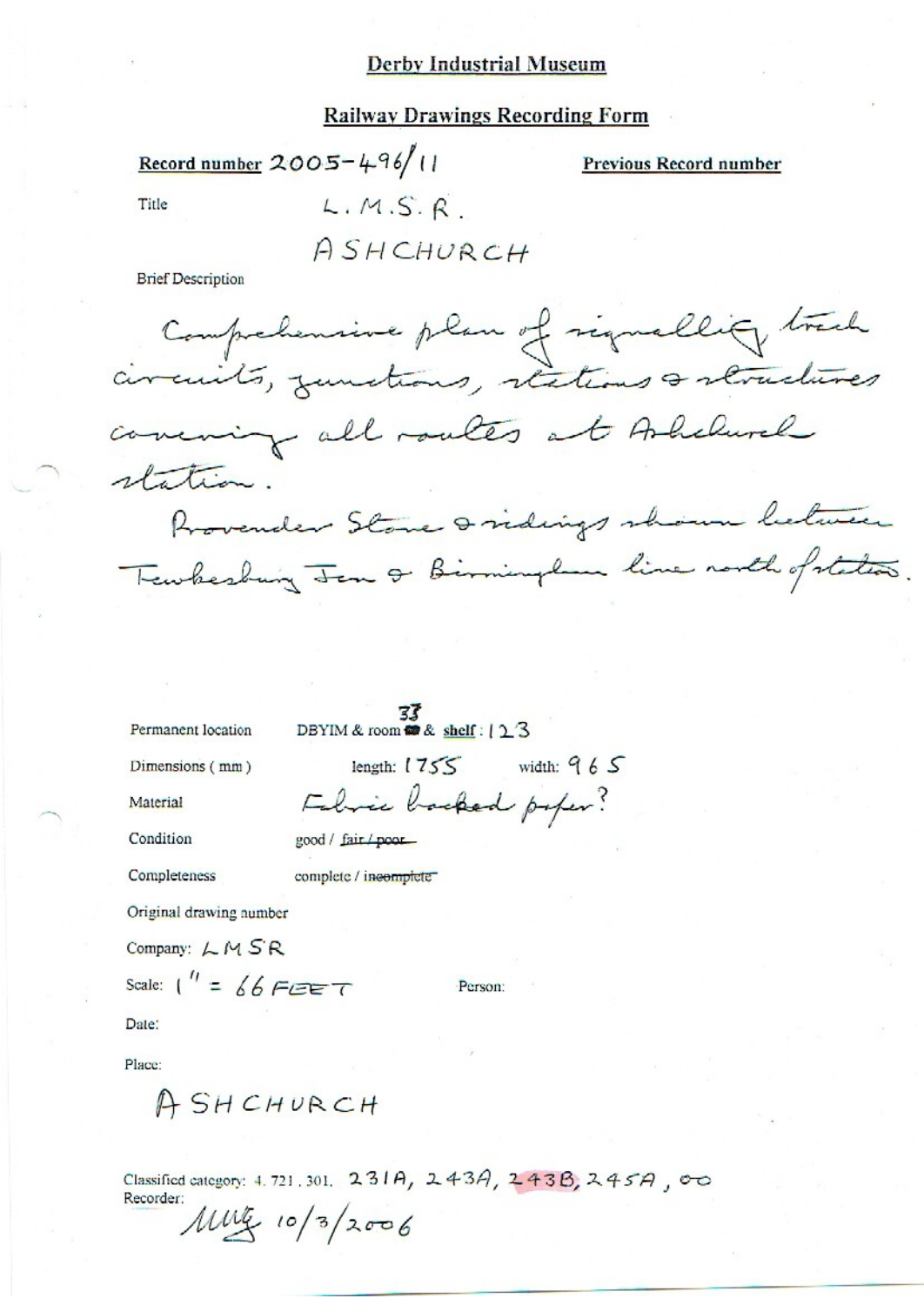## Derby Industrial Museum

### Railway Drawings Recording Form

**Record number** 2005-496/11

**Previous Record number**

Title L.M.S.R.
ASHCHURCH

Brief Description

Comprehensive plan of signalling, track circuits, junctions, stations & structures covering all routes at Ashchurch station.

Provender Store & sidings shown between Tewkesbury Jcn & Birmingham line north of station.

Permanent location DBYIM & room 33 & shelf: 123

Dimensions (mm) length: 1755 width: 965

Material Fabric backed paper?

Condition good / ~~fair / poor~~

Completeness complete / ~~incomplete~~

Original drawing number

Company: LMSR

Scale: 1" = 66 FEET Person:

Date:

Place:

ASHCHURCH

Classified category: 4. 721. 301. 231A, 243A, 243B, 245A, 00

Recorder:

MMG 10/3/2006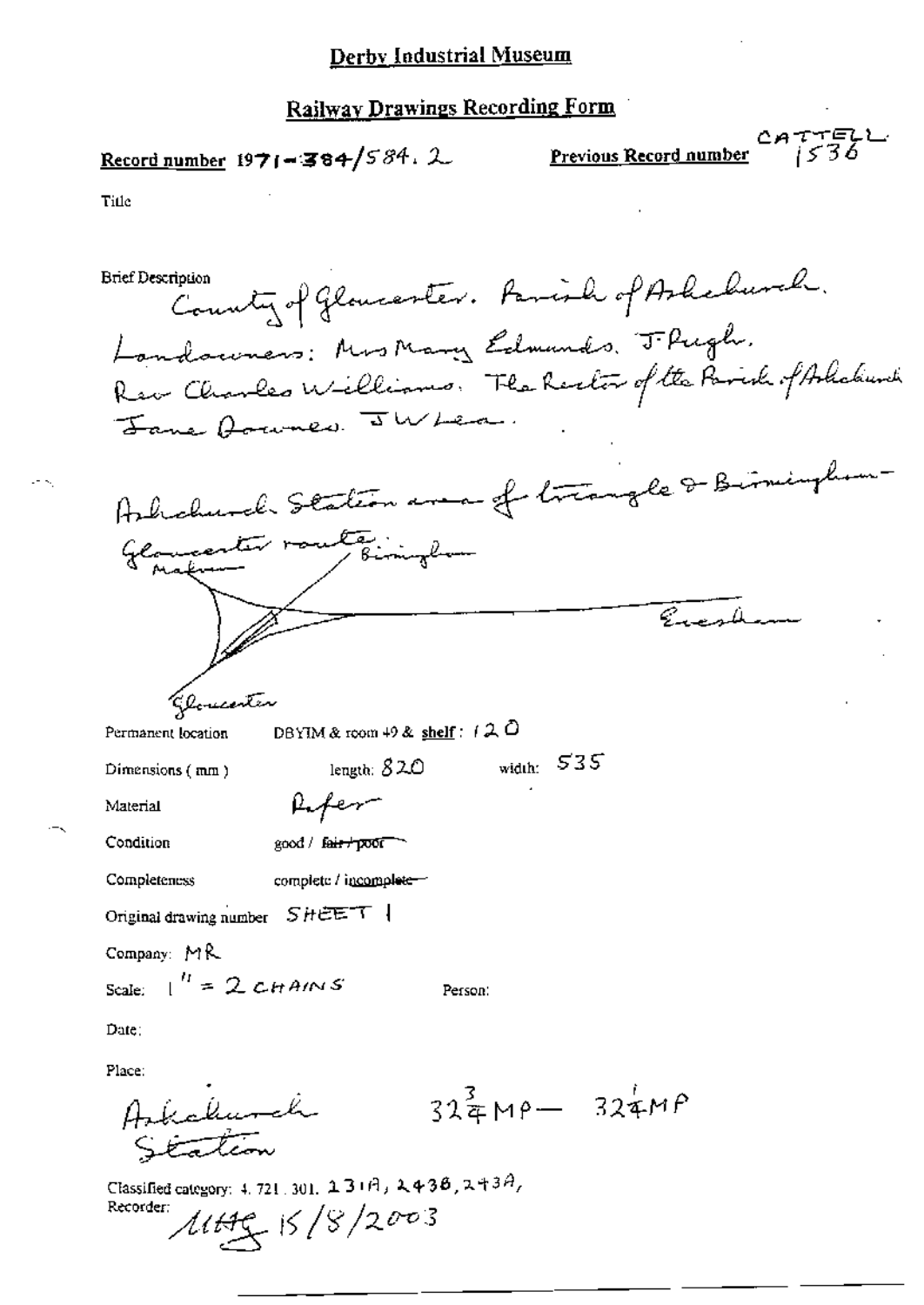# Derby Industrial Museum

## Railway Drawings Recording Form

**Record number** 1971-384/584.2 **Previous Record number** CATTELL 1536

Title

Brief Description
County of Gloucester. Parish of Ashchurch.
Landowners: Mrs Mary Edmunds. J. Pugh.
Rev Charles Williams. The Rector of the Parish of Ashchurch
Jane Downes. J W Lea.

Ashchurch Station area of triangle & Birmingham-Gloucester route.

Malvern — Birmingham — Evesham — Gloucester

Permanent location DBYIM & room 49 & shelf: 120

Dimensions (mm) length: 820 width: 535

Material Paper

Condition good / ~~fair / poor~~

Completeness complete / ~~incomplete~~

Original drawing number SHEET 1

Company: MR

Scale: 1" = 2 CHAINS Person:

Date:

Place:
Ashchurch Station $32\frac{3}{4}$ MP — $32\frac{1}{4}$ MP

Classified category: 4.721.301. 231A, 243B, 243A,

Recorder: MHG 15/8/2003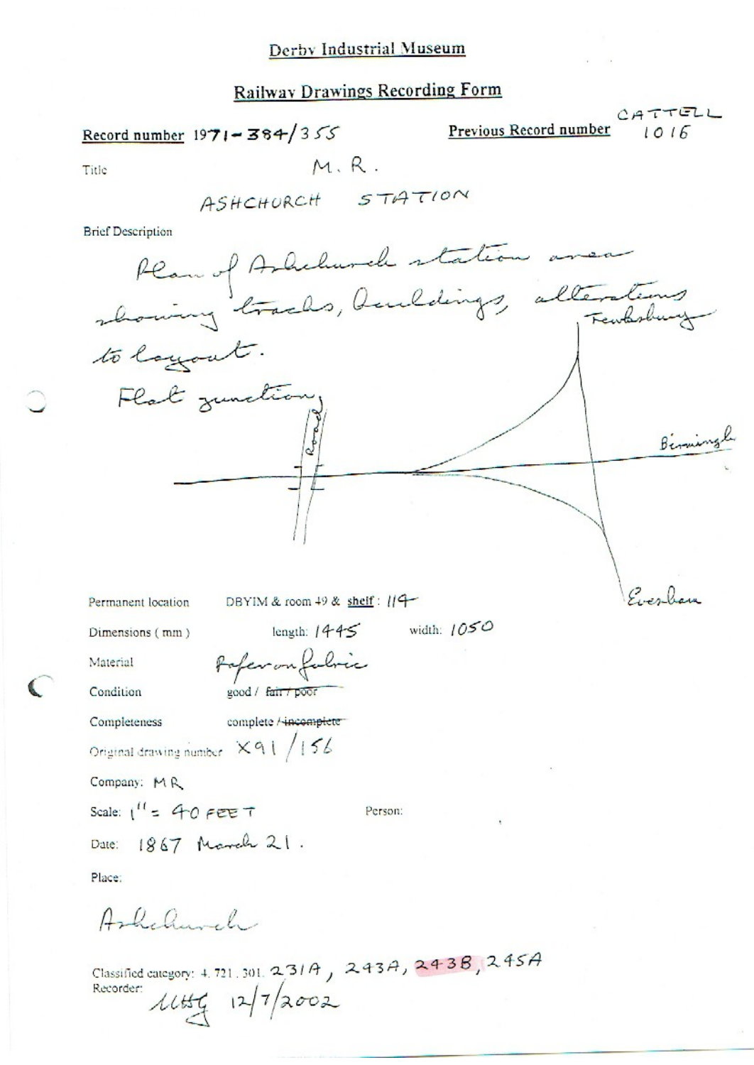# Derby Industrial Museum

## Railway Drawings Recording Form

**Record number** 1971-384/355

**Previous Record number** CATTELL 1016

Title

M.R.

ASHCHURCH STATION

Brief Description

Plan of Ashchurch station area showing tracks, buildings, alterations to layout.

Flat junction

Tewkesbury

Road

Birmingham

Evesham

Permanent location DBYIM & room 49 & shelf: 114

Dimensions (mm) length: 1445 width: 1050

Material Paper on fabric

Condition good / ~~fair / poor~~

Completeness complete / ~~incomplete~~

Original drawing number X91/156

Company: MR

Scale: 1" = 40 FEET

Person:

Date: 1867 March 21.

Place:

Ashchurch

Classified category: 4.721.301. 231A, 243A, 243B, 245A

Recorder: MHG 12/7/2002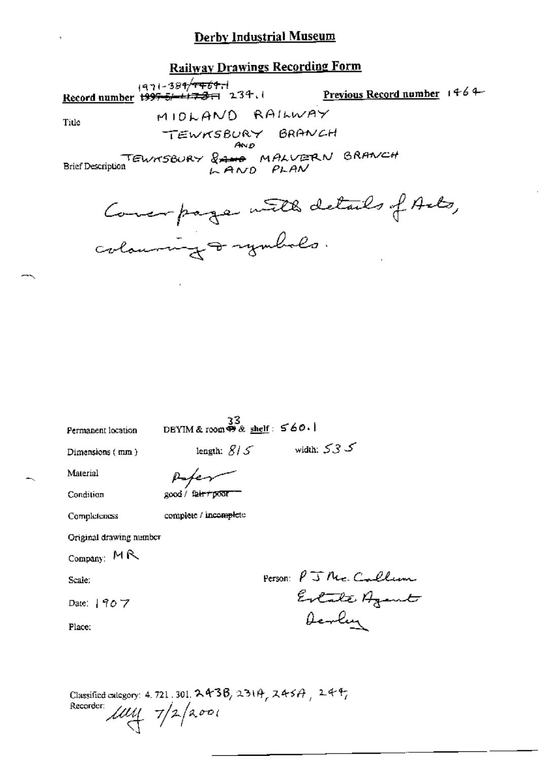# Derby Industrial Museum

## Railway Drawings Recording Form

**Record number** 1971-384/~~1464.1~~ ~~1995-5/-1173.1~~ 234.1

**Previous Record number** 1464

Title: MIDLAND RAILWAY TEWKSBURY BRANCH AND

Brief Description: TEWKSBURY & ~~and~~ MALVERN BRANCH LAND PLAN

Cover page with details of Acts, colouring & symbols.

Permanent location: DEYIM & room ~~49~~ 33 & shelf: 560.1

Dimensions (mm): length: 815 width: 535

Material: Paper

Condition: good / ~~fair / poor~~

Completeness: complete / ~~incomplete~~

Original drawing number

Company: MR

Scale:

Date: 1907

Place:

Person: P J Mc Callum Estate Agent Derby

Classified category: 4. 721. 301. 243B, 231A, 245A, 244,

Recorder: LLM 7/2/2001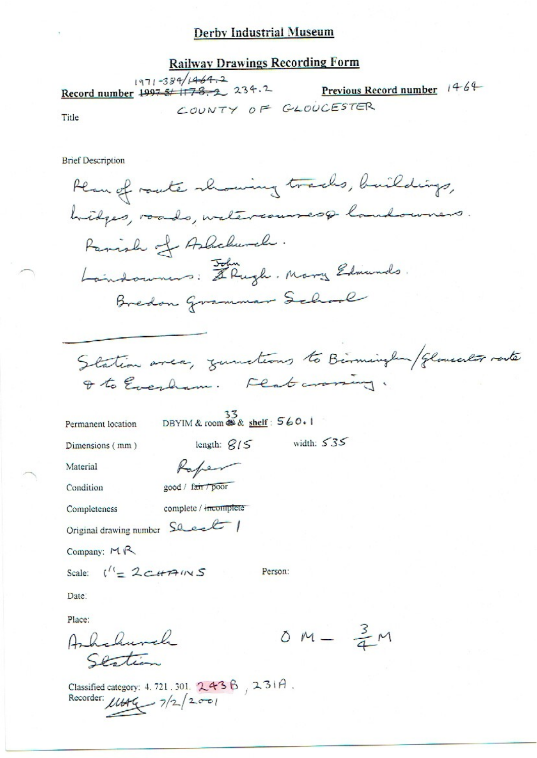# Derby Industrial Museum

## Railway Drawings Recording Form

**Record number** 1971-384/~~1464.2~~ ~~1997-5/ 1178.2~~ 234.2 **Previous Record number** 1464

Title COUNTY OF GLOUCESTER

Brief Description

Plan of route showing tracks, buildings, bridges, roads, watercourses & landowners.
Parish of Ashchurch.
Landowners: John ~~I~~ Pugh. Mary Edmunds.
Bredon Grammar School

---

Station area, junctions to Birmingham/Gloucester route & to Evesham. Flat crossing.

Permanent location DBYIM & room ~~48~~ 33 & shelf : 560.1

Dimensions (mm) length: 815 width: 535

Material Paper

Condition good / ~~fair / poor~~

Completeness complete / ~~incomplete~~

Original drawing number Sheet 1

Company: MR

Scale: 1" = 2 CHAINS Person:

Date:

Place:
Ashchurch Station

0 M – $\frac{3}{4}$ M

Classified category: 4. 721. 301. 243B, 231A.
Recorder: MAG 7/2/2001